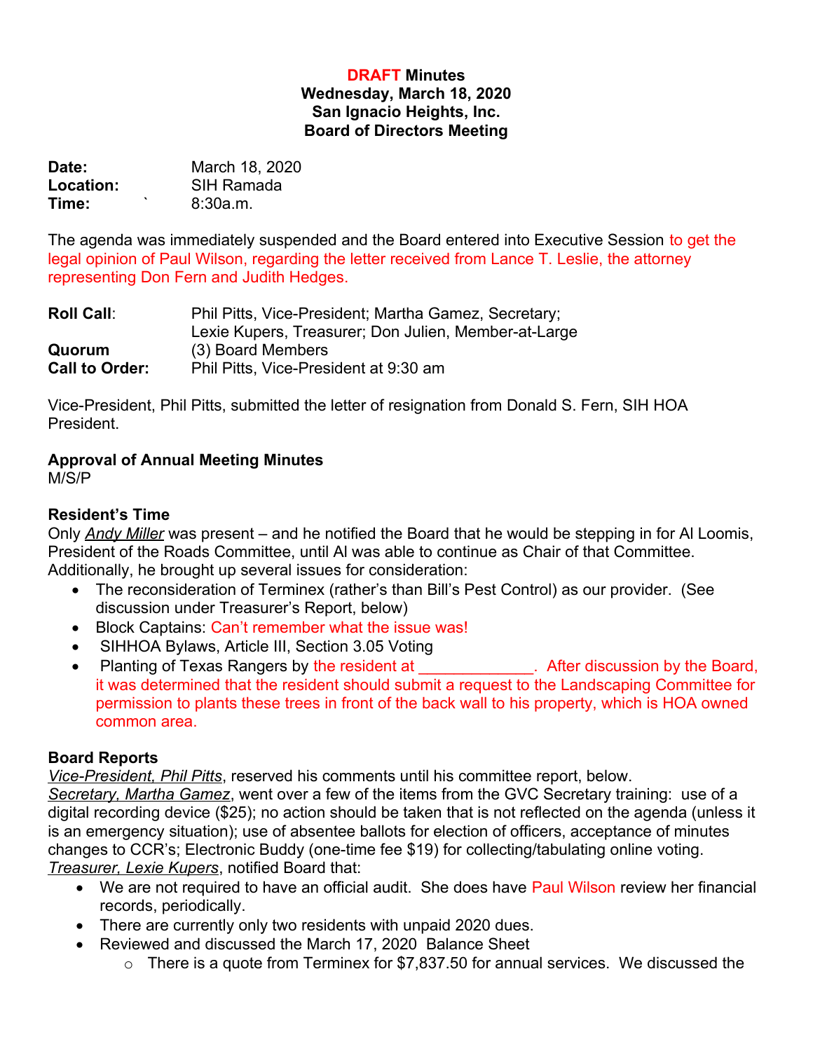**DRAFT Minutes**
**Wednesday, March 18, 2020**
**San Ignacio Heights, Inc.**
**Board of Directors Meeting**

**Date:** March 18, 2020
**Location:** SIH Ramada
**Time:** ` 8:30a.m.

The agenda was immediately suspended and the Board entered into Executive Session to get the legal opinion of Paul Wilson, regarding the letter received from Lance T. Leslie, the attorney representing Don Fern and Judith Hedges.

**Roll Call**: Phil Pitts, Vice-President; Martha Gamez, Secretary; Lexie Kupers, Treasurer; Don Julien, Member-at-Large
**Quorum** (3) Board Members
**Call to Order:** Phil Pitts, Vice-President at 9:30 am

Vice-President, Phil Pitts, submitted the letter of resignation from Donald S. Fern, SIH HOA President.

**Approval of Annual Meeting Minutes**
M/S/P

**Resident's Time**
Only *Andy Miller* was present – and he notified the Board that he would be stepping in for Al Loomis, President of the Roads Committee, until Al was able to continue as Chair of that Committee. Additionally, he brought up several issues for consideration:

- The reconsideration of Terminex (rather's than Bill's Pest Control) as our provider. (See discussion under Treasurer's Report, below)
- Block Captains: Can't remember what the issue was!
- SIHHOA Bylaws, Article III, Section 3.05 Voting
- Planting of Texas Rangers by the resident at _____________. After discussion by the Board, it was determined that the resident should submit a request to the Landscaping Committee for permission to plants these trees in front of the back wall to his property, which is HOA owned common area.

**Board Reports**
*Vice-President, Phil Pitts*, reserved his comments until his committee report, below.
*Secretary, Martha Gamez*, went over a few of the items from the GVC Secretary training: use of a digital recording device ($25); no action should be taken that is not reflected on the agenda (unless it is an emergency situation); use of absentee ballots for election of officers, acceptance of minutes changes to CCR's; Electronic Buddy (one-time fee $19) for collecting/tabulating online voting.
*Treasurer, Lexie Kupers*, notified Board that:

- We are not required to have an official audit. She does have Paul Wilson review her financial records, periodically.
- There are currently only two residents with unpaid 2020 dues.
- Reviewed and discussed the March 17, 2020 Balance Sheet
  - There is a quote from Terminex for $7,837.50 for annual services. We discussed the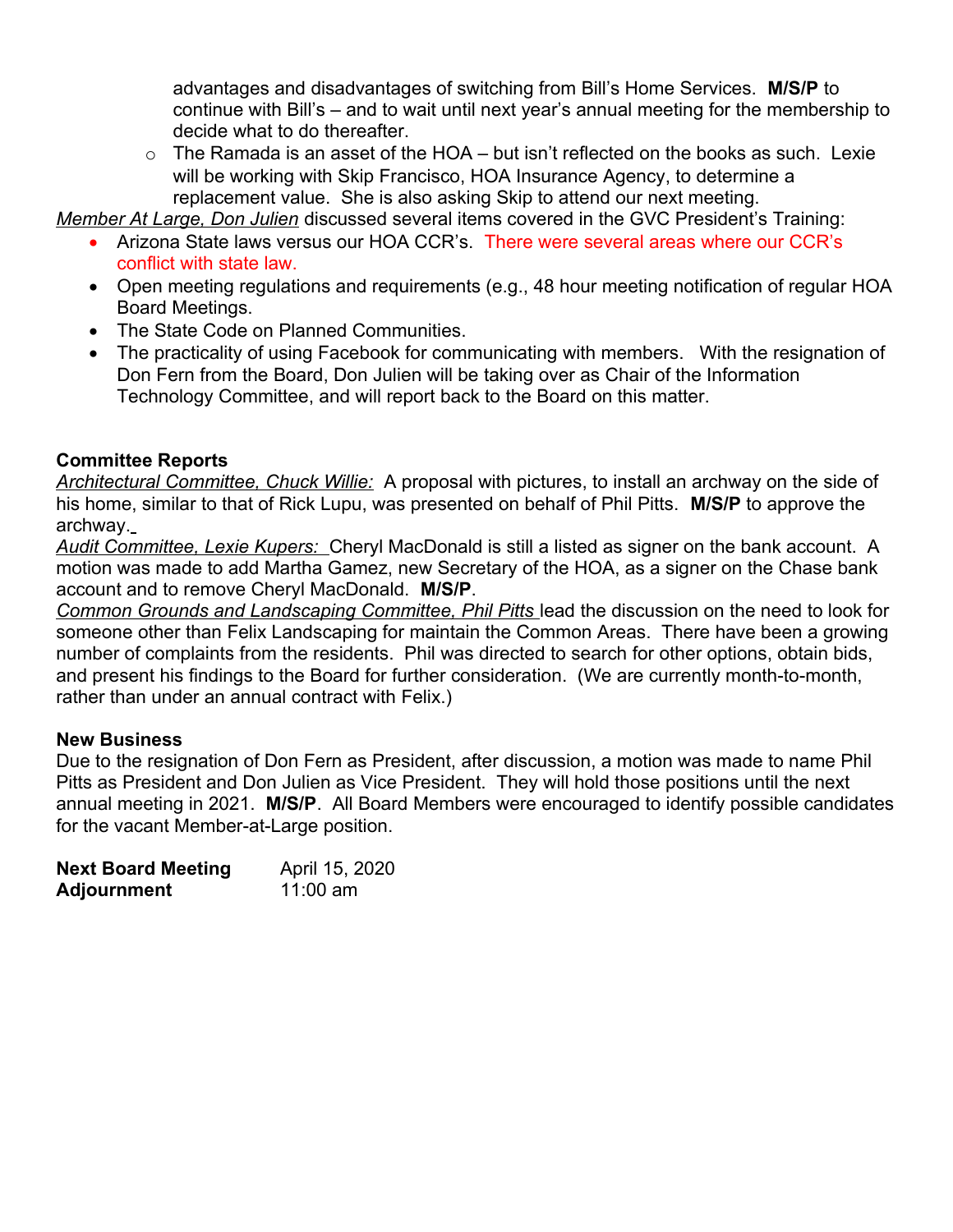advantages and disadvantages of switching from Bill's Home Services. **M/S/P** to continue with Bill's – and to wait until next year's annual meeting for the membership to decide what to do thereafter.

- The Ramada is an asset of the HOA – but isn't reflected on the books as such. Lexie will be working with Skip Francisco, HOA Insurance Agency, to determine a replacement value. She is also asking Skip to attend our next meeting.

*Member At Large, Don Julien* discussed several items covered in the GVC President's Training:

- Arizona State laws versus our HOA CCR's. There were several areas where our CCR's conflict with state law.
- Open meeting regulations and requirements (e.g., 48 hour meeting notification of regular HOA Board Meetings.
- The State Code on Planned Communities.
- The practicality of using Facebook for communicating with members. With the resignation of Don Fern from the Board, Don Julien will be taking over as Chair of the Information Technology Committee, and will report back to the Board on this matter.

**Committee Reports**

*Architectural Committee, Chuck Willie:* A proposal with pictures, to install an archway on the side of his home, similar to that of Rick Lupu, was presented on behalf of Phil Pitts. **M/S/P** to approve the archway.

*Audit Committee, Lexie Kupers:* Cheryl MacDonald is still a listed as signer on the bank account. A motion was made to add Martha Gamez, new Secretary of the HOA, as a signer on the Chase bank account and to remove Cheryl MacDonald. **M/S/P**.

*Common Grounds and Landscaping Committee, Phil Pitts* lead the discussion on the need to look for someone other than Felix Landscaping for maintain the Common Areas. There have been a growing number of complaints from the residents. Phil was directed to search for other options, obtain bids, and present his findings to the Board for further consideration. (We are currently month-to-month, rather than under an annual contract with Felix.)

**New Business**

Due to the resignation of Don Fern as President, after discussion, a motion was made to name Phil Pitts as President and Don Julien as Vice President. They will hold those positions until the next annual meeting in 2021. **M/S/P**. All Board Members were encouraged to identify possible candidates for the vacant Member-at-Large position.

**Next Board Meeting** April 15, 2020
**Adjournment** 11:00 am